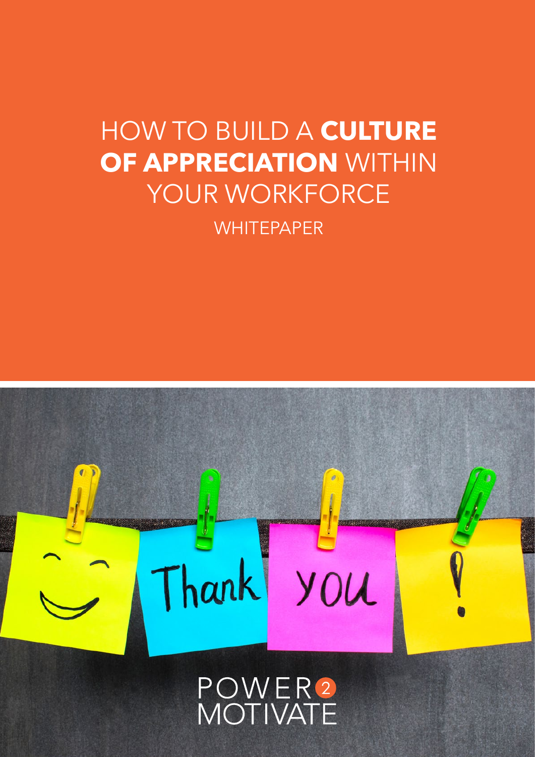# HOW TO BUILD A **CULTURE OF APPRECIATION** WITHIN YOUR WORKFORCE

WHITEPAPER

POWER 2 MOTIVATE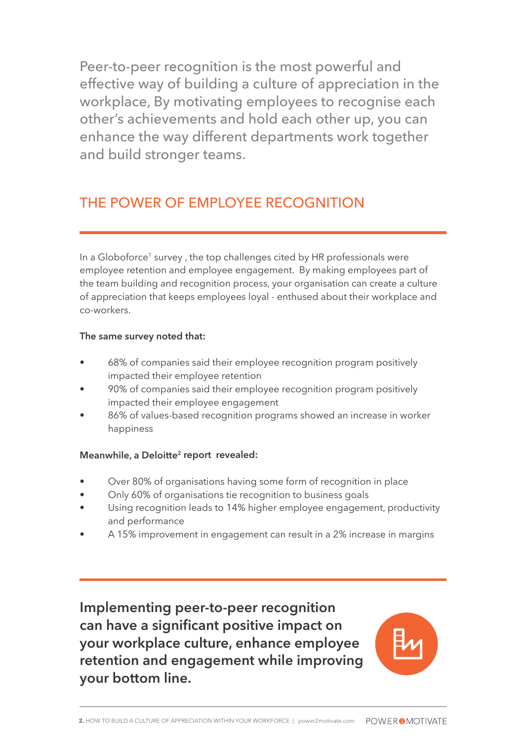Peer-to-peer recognition is the most powerful and effective way of building a culture of appreciation in the workplace, By motivating employees to recognise each other's achievements and hold each other up, you can enhance the way different departments work together and build stronger teams.

## THE POWER OF EMPLOYEE RECOGNITION

In a Globoforce[1] survey , the top challenges cited by HR professionals were employee retention and employee engagement. By making employees part of the team building and recognition process, your organisation can create a culture of appreciation that keeps employees loyal - enthused about their workplace and co-workers.

**The same survey noted that:**

- 68% of companies said their employee recognition program positively impacted their employee retention
- 90% of companies said their employee recognition program positively impacted their employee engagement
- 86% of values-based recognition programs showed an increase in worker happiness

**Meanwhile, a Deloitte[2] report revealed:**

- Over 80% of organisations having some form of recognition in place
- Only 60% of organisations tie recognition to business goals
- Using recognition leads to 14% higher employee engagement, productivity and performance
- A 15% improvement in engagement can result in a 2% increase in margins

**Implementing peer-to-peer recognition can have a significant positive impact on your workplace culture, enhance employee retention and engagement while improving your bottom line.**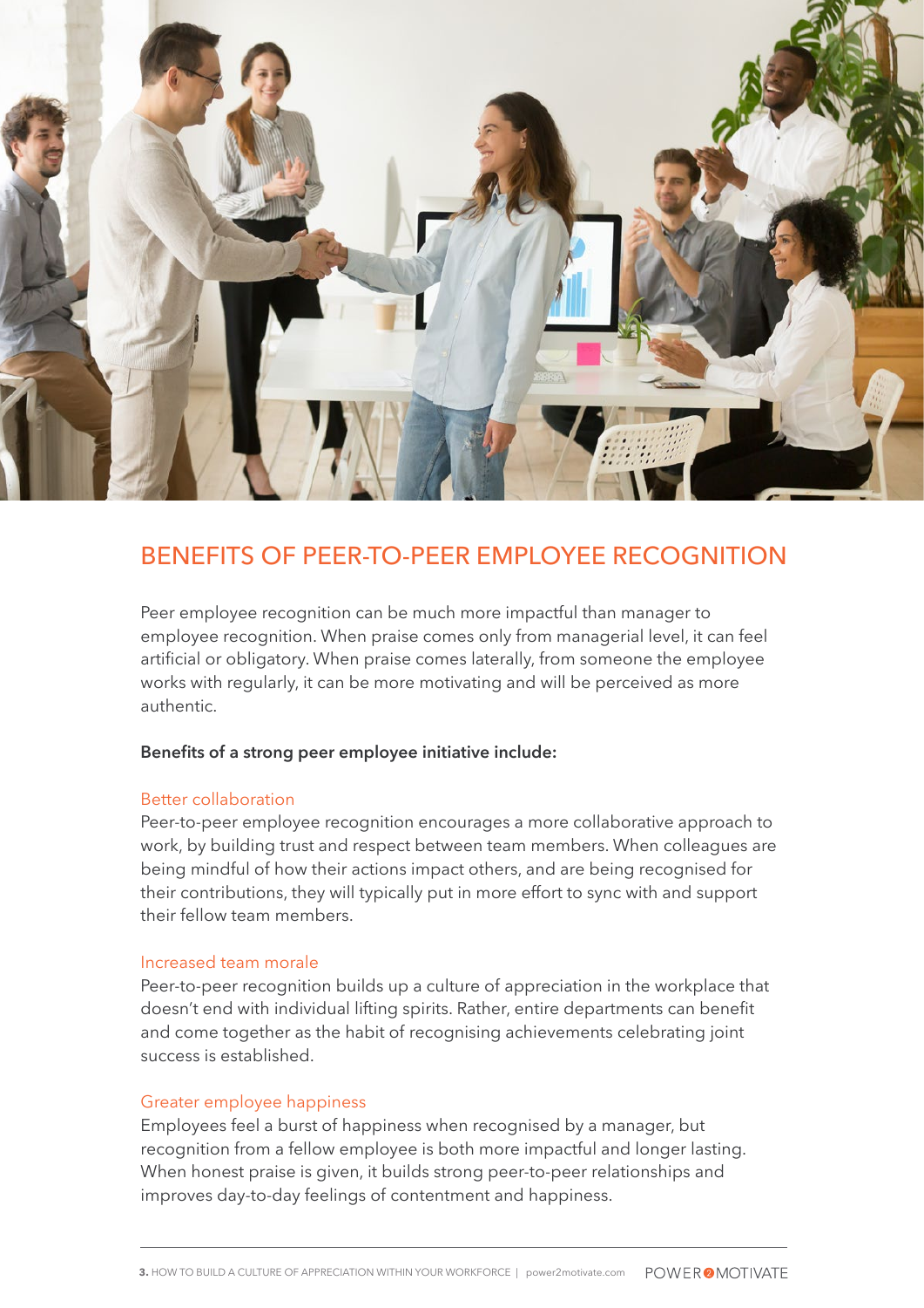## BENEFITS OF PEER-TO-PEER EMPLOYEE RECOGNITION

Peer employee recognition can be much more impactful than manager to employee recognition. When praise comes only from managerial level, it can feel artificial or obligatory. When praise comes laterally, from someone the employee works with regularly, it can be more motivating and will be perceived as more authentic.

**Benefits of a strong peer employee initiative include:**

### Better collaboration

Peer-to-peer employee recognition encourages a more collaborative approach to work, by building trust and respect between team members. When colleagues are being mindful of how their actions impact others, and are being recognised for their contributions, they will typically put in more effort to sync with and support their fellow team members.

### Increased team morale

Peer-to-peer recognition builds up a culture of appreciation in the workplace that doesn't end with individual lifting spirits. Rather, entire departments can benefit and come together as the habit of recognising achievements celebrating joint success is established.

### Greater employee happiness

Employees feel a burst of happiness when recognised by a manager, but recognition from a fellow employee is both more impactful and longer lasting. When honest praise is given, it builds strong peer-to-peer relationships and improves day-to-day feelings of contentment and happiness.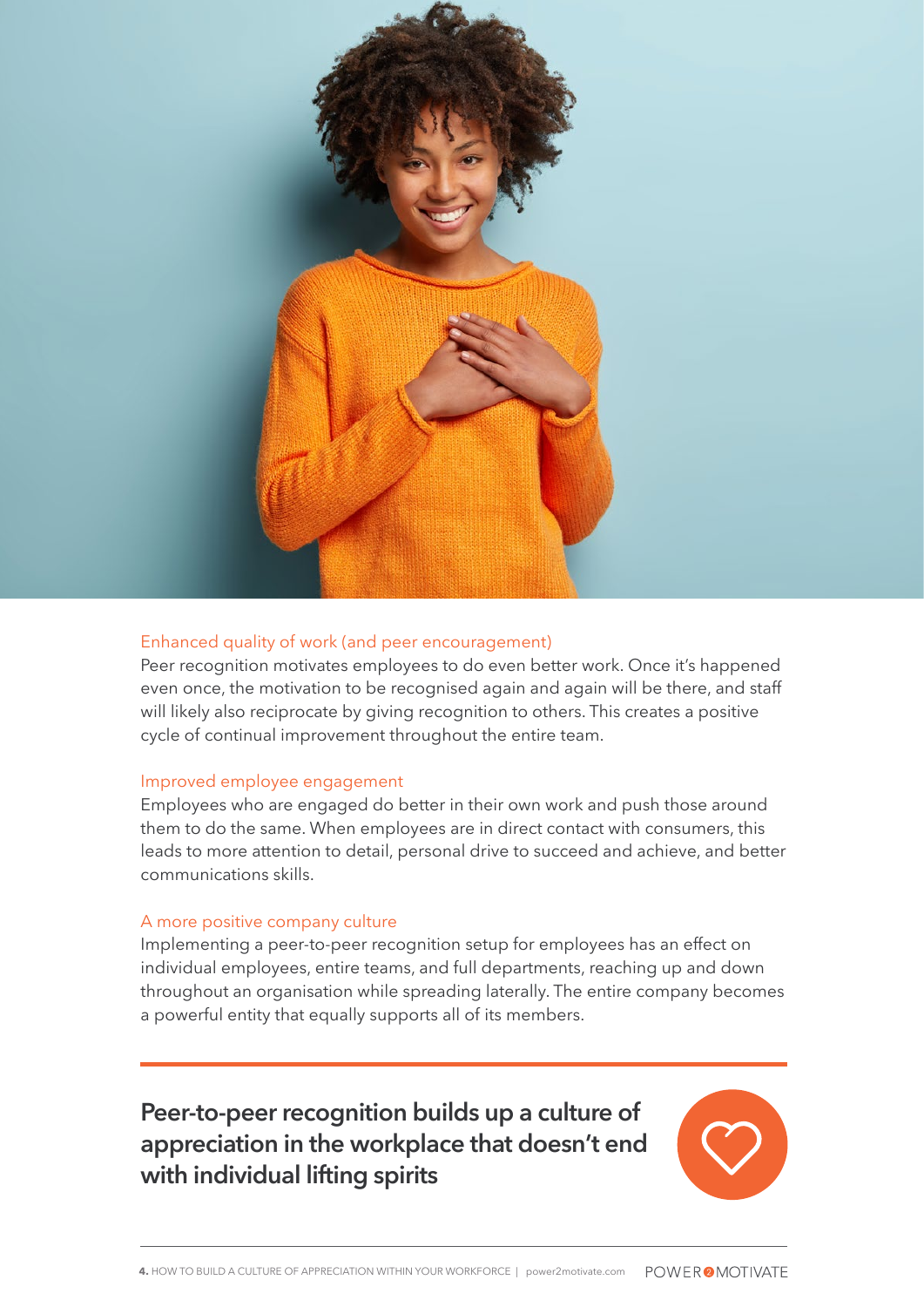### Enhanced quality of work (and peer encouragement)

Peer recognition motivates employees to do even better work. Once it's happened even once, the motivation to be recognised again and again will be there, and staff will likely also reciprocate by giving recognition to others. This creates a positive cycle of continual improvement throughout the entire team.

### Improved employee engagement

Employees who are engaged do better in their own work and push those around them to do the same. When employees are in direct contact with consumers, this leads to more attention to detail, personal drive to succeed and achieve, and better communications skills.

### A more positive company culture

Implementing a peer-to-peer recognition setup for employees has an effect on individual employees, entire teams, and full departments, reaching up and down throughout an organisation while spreading laterally. The entire company becomes a powerful entity that equally supports all of its members.

**Peer-to-peer recognition builds up a culture of appreciation in the workplace that doesn't end with individual lifting spirits**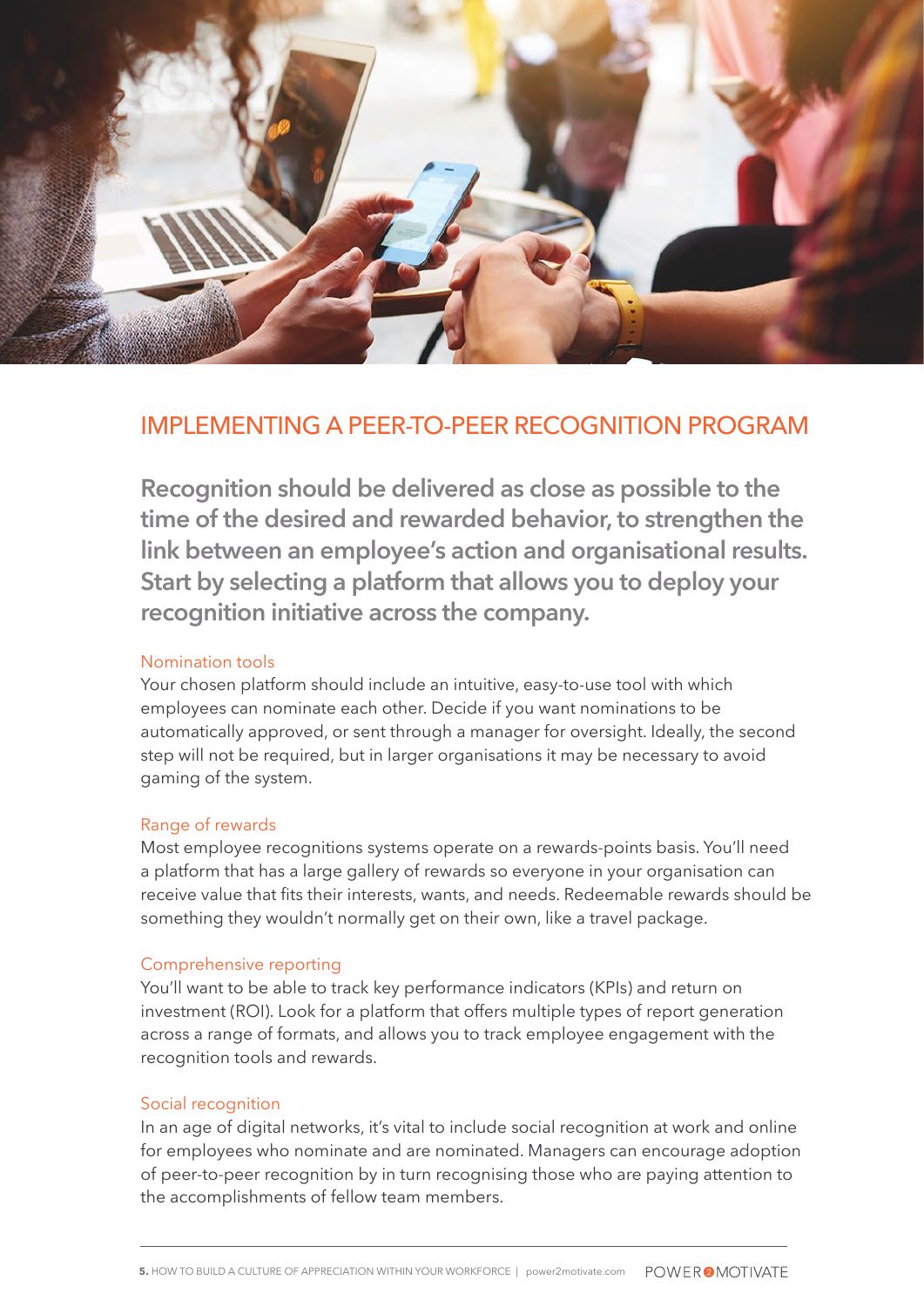## IMPLEMENTING A PEER-TO-PEER RECOGNITION PROGRAM

**Recognition should be delivered as close as possible to the time of the desired and rewarded behavior, to strengthen the link between an employee's action and organisational results. Start by selecting a platform that allows you to deploy your recognition initiative across the company.**

### Nomination tools

Your chosen platform should include an intuitive, easy-to-use tool with which employees can nominate each other. Decide if you want nominations to be automatically approved, or sent through a manager for oversight. Ideally, the second step will not be required, but in larger organisations it may be necessary to avoid gaming of the system.

### Range of rewards

Most employee recognitions systems operate on a rewards-points basis. You'll need a platform that has a large gallery of rewards so everyone in your organisation can receive value that fits their interests, wants, and needs. Redeemable rewards should be something they wouldn't normally get on their own, like a travel package.

### Comprehensive reporting

You'll want to be able to track key performance indicators (KPIs) and return on investment (ROI). Look for a platform that offers multiple types of report generation across a range of formats, and allows you to track employee engagement with the recognition tools and rewards.

### Social recognition

In an age of digital networks, it's vital to include social recognition at work and online for employees who nominate and are nominated. Managers can encourage adoption of peer-to-peer recognition by in turn recognising those who are paying attention to the accomplishments of fellow team members.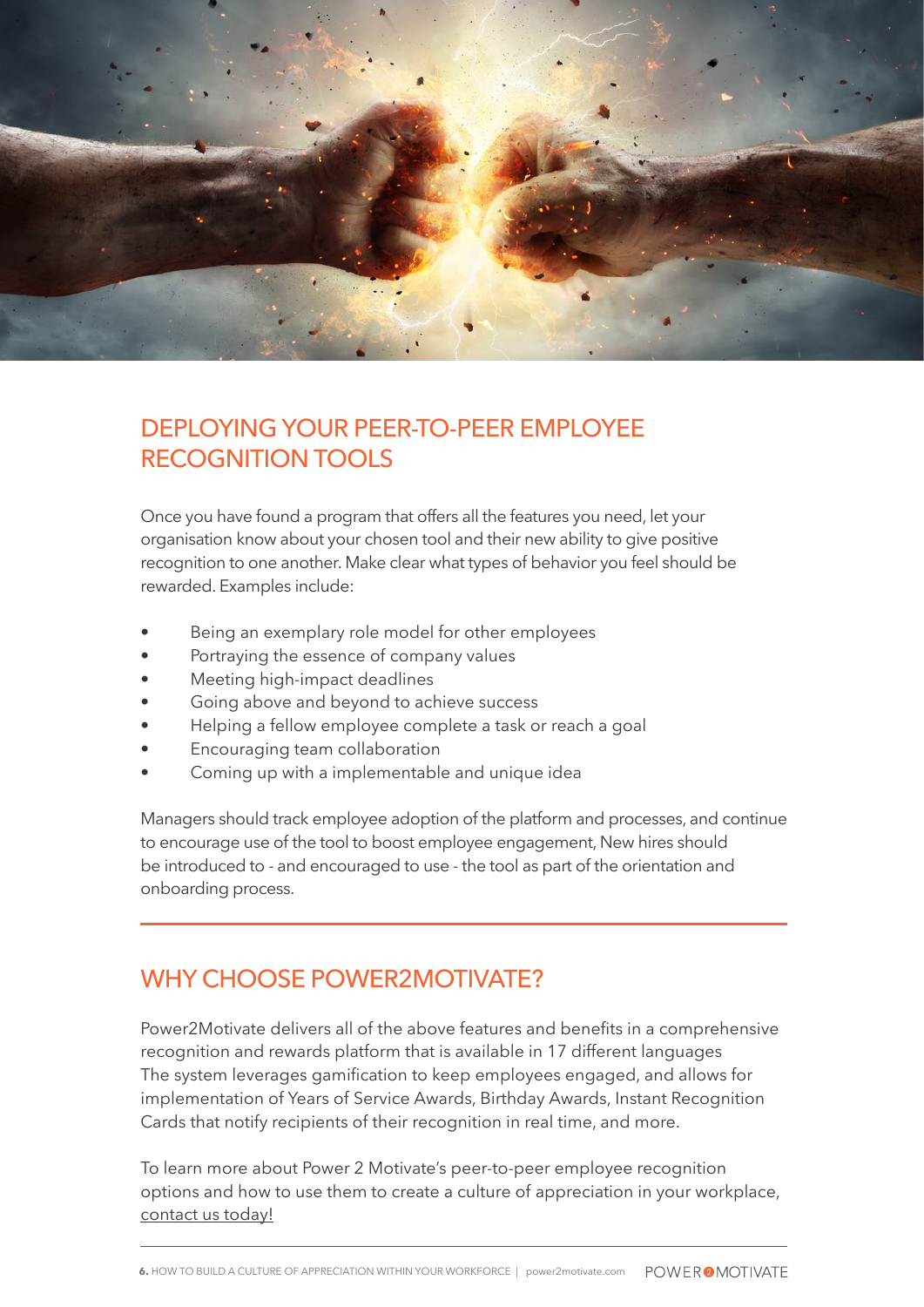## DEPLOYING YOUR PEER-TO-PEER EMPLOYEE RECOGNITION TOOLS

Once you have found a program that offers all the features you need, let your organisation know about your chosen tool and their new ability to give positive recognition to one another. Make clear what types of behavior you feel should be rewarded. Examples include:

- Being an exemplary role model for other employees
- Portraying the essence of company values
- Meeting high-impact deadlines
- Going above and beyond to achieve success
- Helping a fellow employee complete a task or reach a goal
- Encouraging team collaboration
- Coming up with a implementable and unique idea

Managers should track employee adoption of the platform and processes, and continue to encourage use of the tool to boost employee engagement, New hires should be introduced to - and encouraged to use - the tool as part of the orientation and onboarding process.

---

## WHY CHOOSE POWER2MOTIVATE?

Power2Motivate delivers all of the above features and benefits in a comprehensive recognition and rewards platform that is available in 17 different languages The system leverages gamification to keep employees engaged, and allows for implementation of Years of Service Awards, Birthday Awards, Instant Recognition Cards that notify recipients of their recognition in real time, and more.

To learn more about Power 2 Motivate's peer-to-peer employee recognition options and how to use them to create a culture of appreciation in your workplace, contact us today!